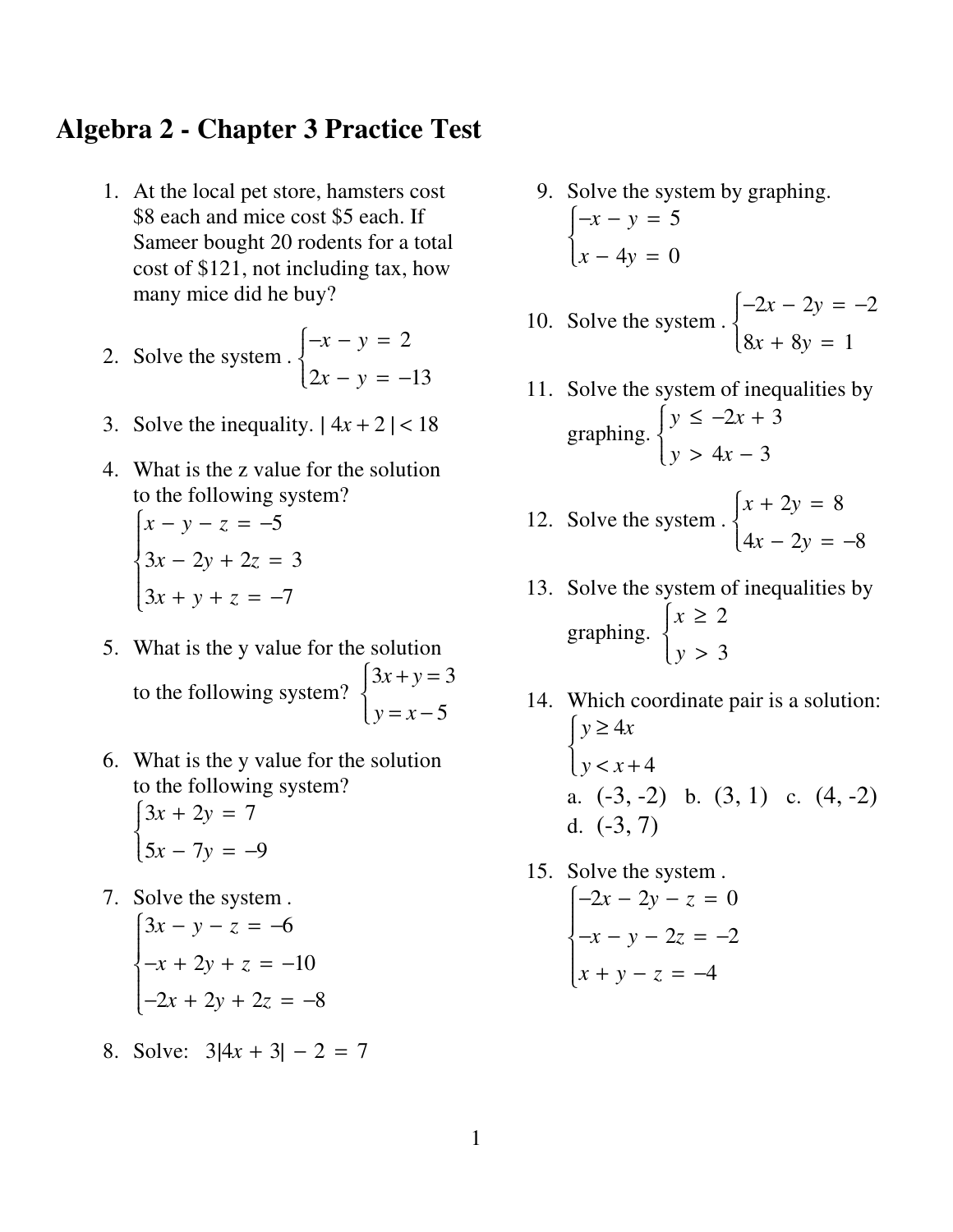# Algebra 2 - Chapter 3 Practice Test

1. At the local pet store, hamsters cost \$8 each and mice cost \$5 each. If Sameer bought 20 rodents for a total cost of \$121, not including tax, how many mice did he buy?

2. Solve the system . $\begin{cases} -x - y = 2 \\ 2x - y = -13 \end{cases}$

3. Solve the inequality. $|4x + 2| < 18$

4. What is the z value for the solution to the following system?
$$\begin{cases} x - y - z = -5 \\ 3x - 2y + 2z = 3 \\ 3x + y + z = -7 \end{cases}$$

5. What is the y value for the solution to the following system? $\begin{cases} 3x + y = 3 \\ y = x - 5 \end{cases}$

6. What is the y value for the solution to the following system?
$$\begin{cases} 3x + 2y = 7 \\ 5x - 7y = -9 \end{cases}$$

7. Solve the system .
$$\begin{cases} 3x - y - z = -6 \\ -x + 2y + z = -10 \\ -2x + 2y + 2z = -8 \end{cases}$$

8. Solve: $3|4x + 3| - 2 = 7$

9. Solve the system by graphing.
$$\begin{cases} -x - y = 5 \\ x - 4y = 0 \end{cases}$$

10. Solve the system . $\begin{cases} -2x - 2y = -2 \\ 8x + 8y = 1 \end{cases}$

11. Solve the system of inequalities by graphing. $\begin{cases} y \le -2x + 3 \\ y > 4x - 3 \end{cases}$

12. Solve the system . $\begin{cases} x + 2y = 8 \\ 4x - 2y = -8 \end{cases}$

13. Solve the system of inequalities by graphing. $\begin{cases} x \ge 2 \\ y > 3 \end{cases}$

14. Which coordinate pair is a solution: $\begin{cases} y \ge 4x \\ y < x + 4 \end{cases}$

    a. (-3, -2) b. (3, 1) c. (4, -2) d. (-3, 7)

15. Solve the system .
$$\begin{cases} -2x - 2y - z = 0 \\ -x - y - 2z = -2 \\ x + y - z = -4 \end{cases}$$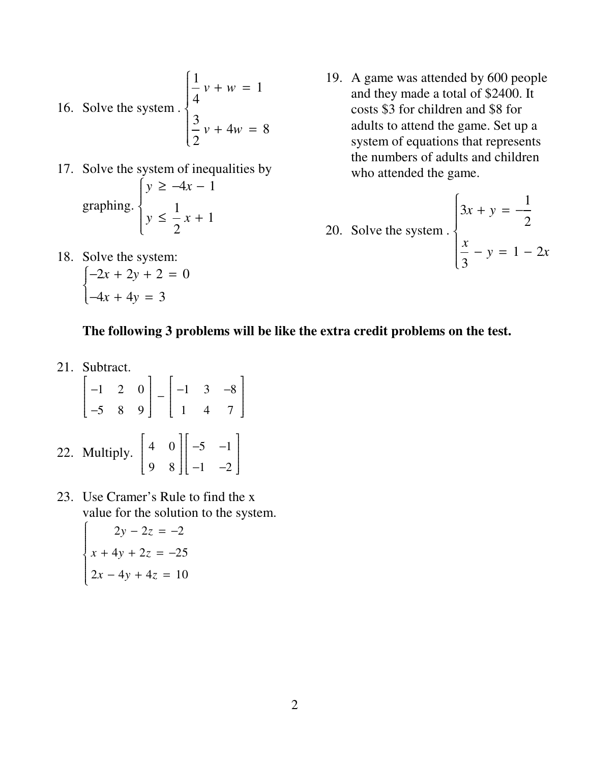16. Solve the system . $\begin{cases} \dfrac{1}{4}v + w = 1 \\ \dfrac{3}{2}v + 4w = 8 \end{cases}$

17. Solve the system of inequalities by graphing. $\begin{cases} y \geq -4x - 1 \\ y \leq \dfrac{1}{2}x + 1 \end{cases}$

18. Solve the system:
$\begin{cases} -2x + 2y + 2 = 0 \\ -4x + 4y = 3 \end{cases}$

19. A game was attended by 600 people and they made a total of $2400. It costs $3 for children and $8 for adults to attend the game. Set up a system of equations that represents the numbers of adults and children who attended the game.

20. Solve the system . $\begin{cases} 3x + y = -\dfrac{1}{2} \\ \dfrac{x}{3} - y = 1 - 2x \end{cases}$

**The following 3 problems will be like the extra credit problems on the test.**

21. Subtract.
$\begin{bmatrix} -1 & 2 & 0 \\ -5 & 8 & 9 \end{bmatrix} - \begin{bmatrix} -1 & 3 & -8 \\ 1 & 4 & 7 \end{bmatrix}$

22. Multiply. $\begin{bmatrix} 4 & 0 \\ 9 & 8 \end{bmatrix}\begin{bmatrix} -5 & -1 \\ -1 & -2 \end{bmatrix}$

23. Use Cramer's Rule to find the x value for the solution to the system.
$\begin{cases} 2y - 2z = -2 \\ x + 4y + 2z = -25 \\ 2x - 4y + 4z = 10 \end{cases}$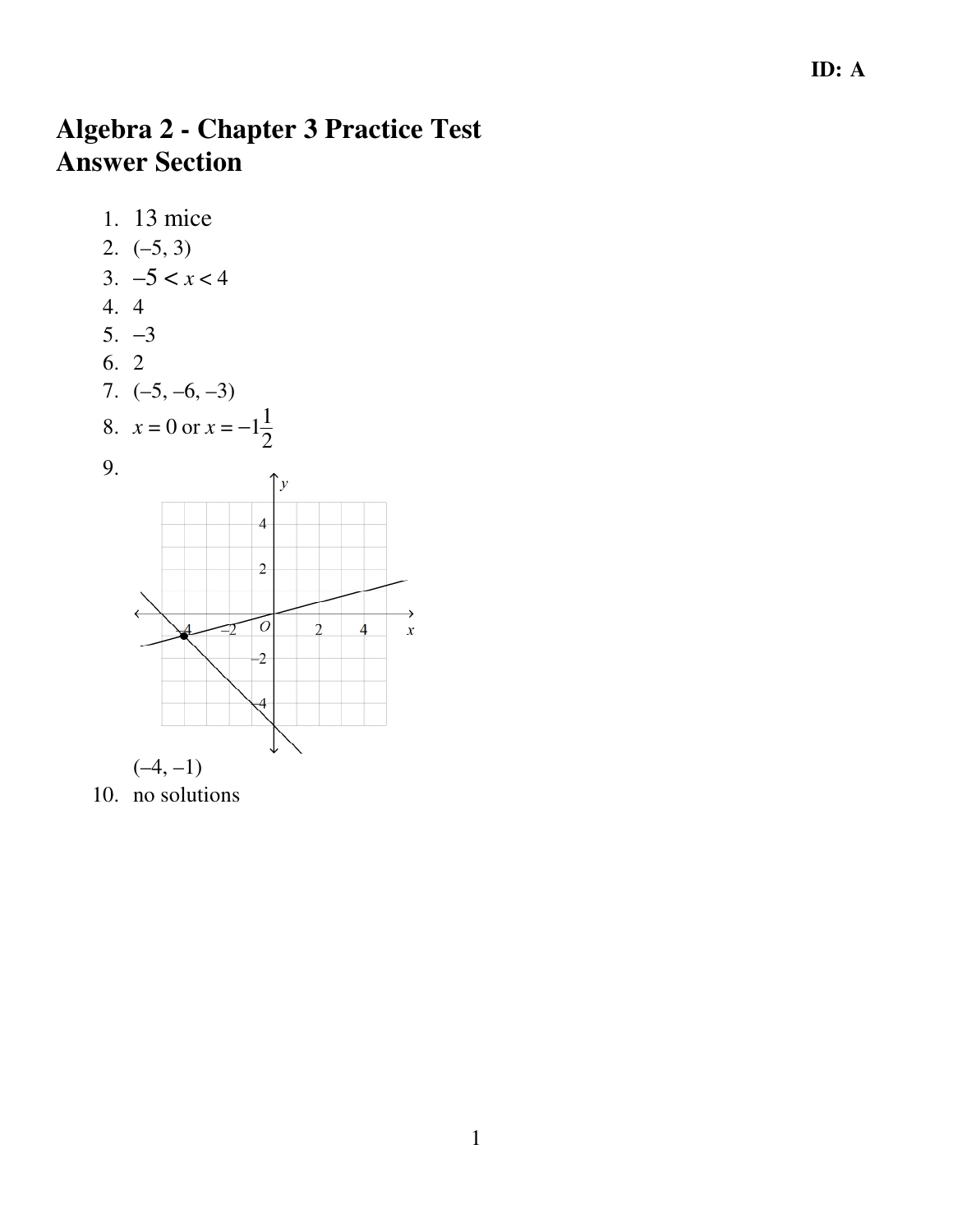# Algebra 2 - Chapter 3 Practice Test
## Answer Section

1. 13 mice
2. (–5, 3)
3. $-5 < x < 4$
4. 4
5. –3
6. 2
7. (–5, –6, –3)
8. $x = 0$ or $x = -1\frac{1}{2}$
9. 

y
4
2
–4 –2 O 2 4 x
–2
–4

(–4, –1)

10. no solutions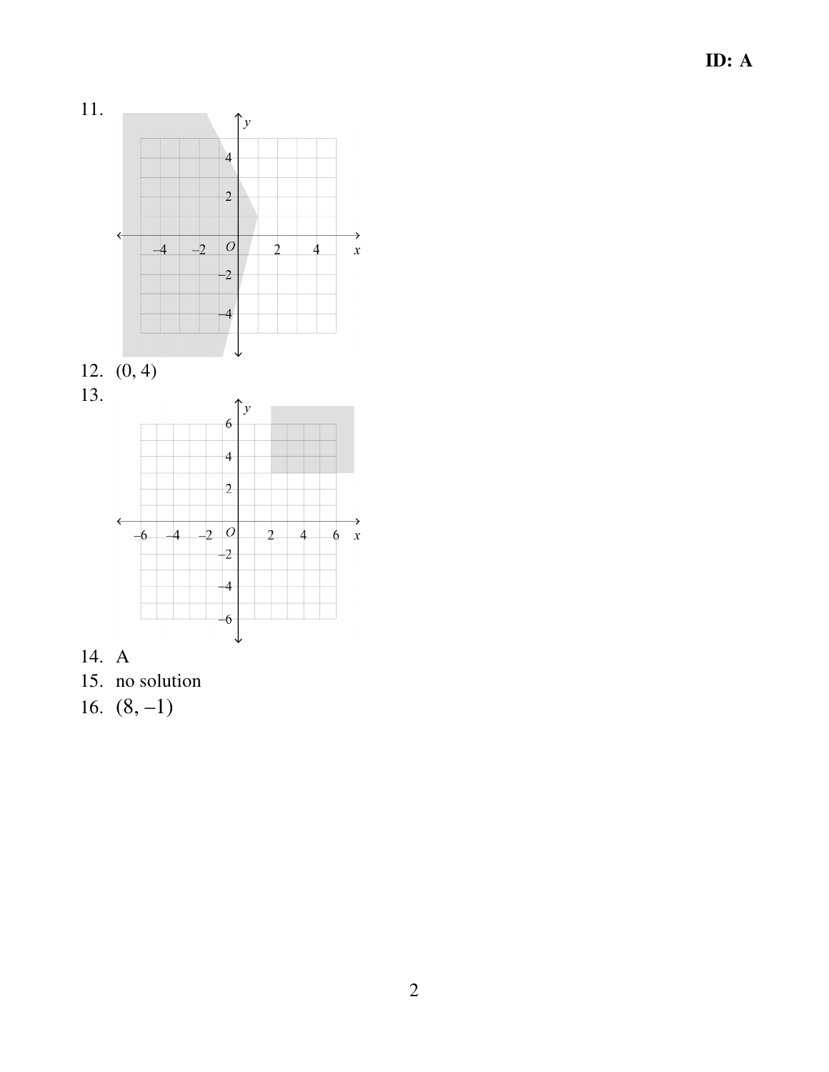11.

y

4

2

–4 –2 O 2 4 x

–2

–4

12. (0, 4)

13.

y

6

4

2

–6 –4 –2 O 2 4 6 x

–2

–4

–6

14. A

15. no solution

16. (8, –1)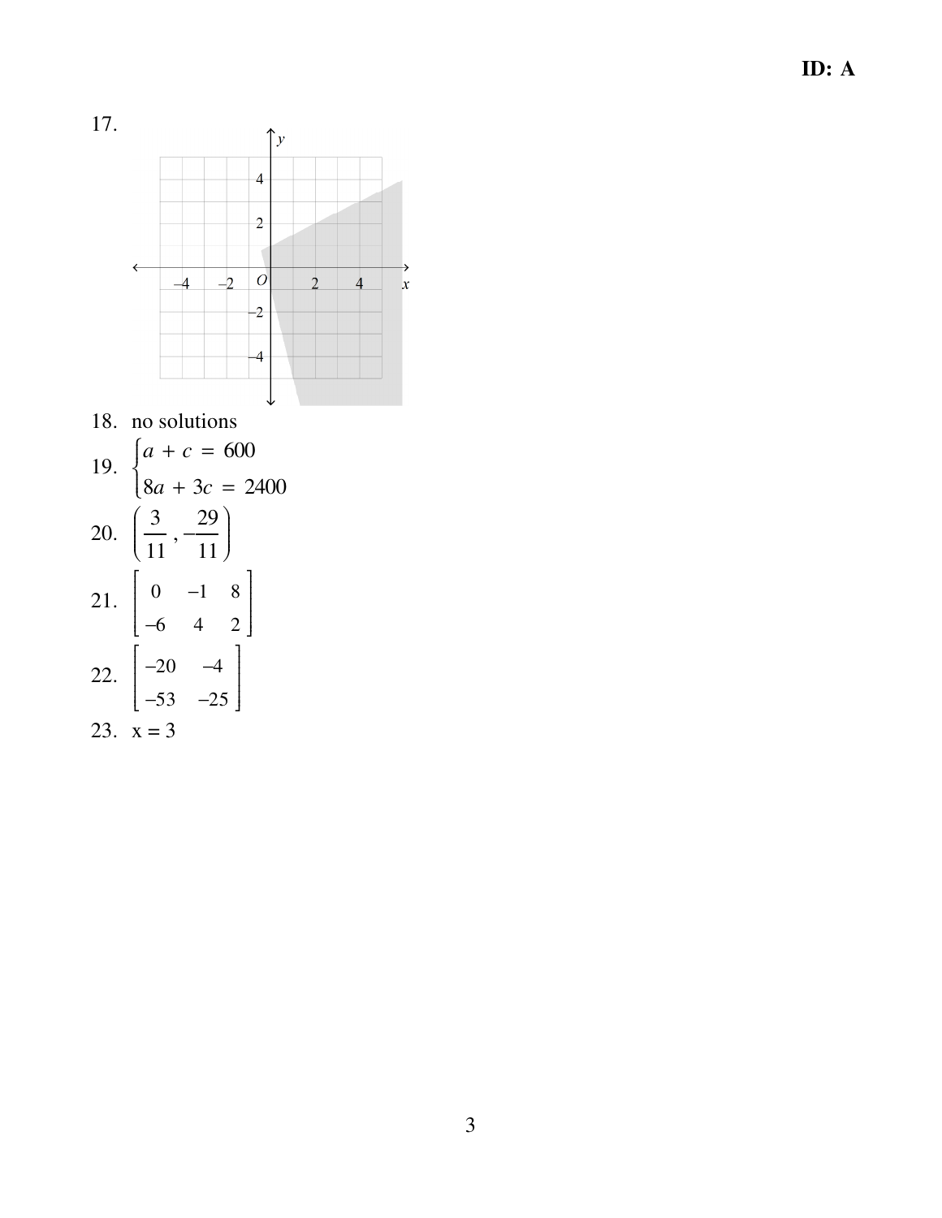17.

y

4

2

–4 –2 O 2 4 x

–2

–4

18. no solutions

19. $\begin{cases} a + c = 600 \\ 8a + 3c = 2400 \end{cases}$

20. $\left( \dfrac{3}{11}, -\dfrac{29}{11} \right)$

21. $\begin{bmatrix} 0 & -1 & 8 \\ -6 & 4 & 2 \end{bmatrix}$

22. $\begin{bmatrix} -20 & -4 \\ -53 & -25 \end{bmatrix}$

23. x = 3